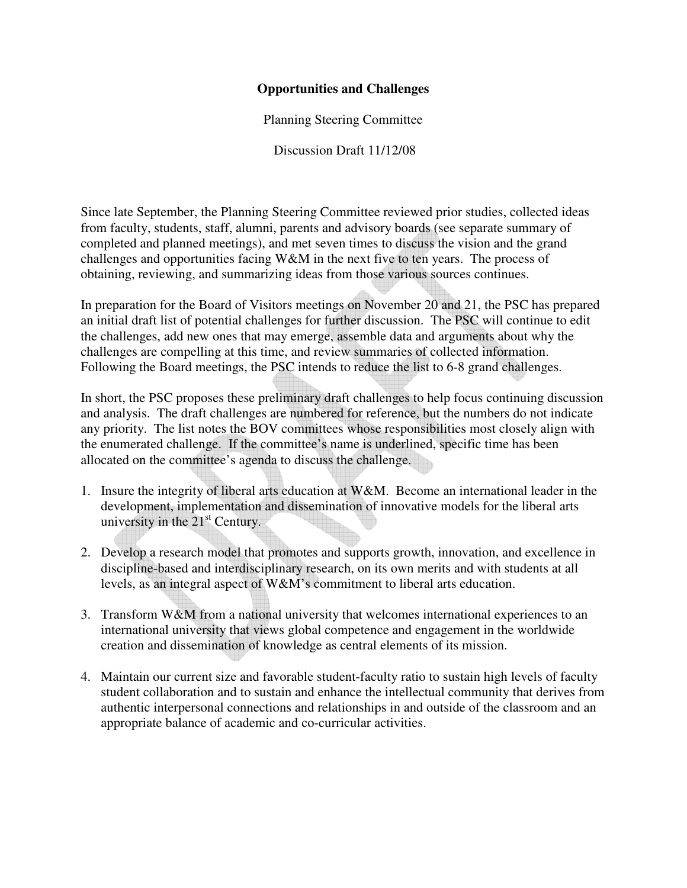# Opportunities and Challenges

Planning Steering Committee

Discussion Draft 11/12/08

Since late September, the Planning Steering Committee reviewed prior studies, collected ideas from faculty, students, staff, alumni, parents and advisory boards (see separate summary of completed and planned meetings), and met seven times to discuss the vision and the grand challenges and opportunities facing W&M in the next five to ten years. The process of obtaining, reviewing, and summarizing ideas from those various sources continues.

In preparation for the Board of Visitors meetings on November 20 and 21, the PSC has prepared an initial draft list of potential challenges for further discussion. The PSC will continue to edit the challenges, add new ones that may emerge, assemble data and arguments about why the challenges are compelling at this time, and review summaries of collected information. Following the Board meetings, the PSC intends to reduce the list to 6-8 grand challenges.

In short, the PSC proposes these preliminary draft challenges to help focus continuing discussion and analysis. The draft challenges are numbered for reference, but the numbers do not indicate any priority. The list notes the BOV committees whose responsibilities most closely align with the enumerated challenge. If the committee's name is underlined, specific time has been allocated on the committee's agenda to discuss the challenge.

1. Insure the integrity of liberal arts education at W&M. Become an international leader in the development, implementation and dissemination of innovative models for the liberal arts university in the 21st Century.

2. Develop a research model that promotes and supports growth, innovation, and excellence in discipline-based and interdisciplinary research, on its own merits and with students at all levels, as an integral aspect of W&M's commitment to liberal arts education.

3. Transform W&M from a national university that welcomes international experiences to an international university that views global competence and engagement in the worldwide creation and dissemination of knowledge as central elements of its mission.

4. Maintain our current size and favorable student-faculty ratio to sustain high levels of faculty student collaboration and to sustain and enhance the intellectual community that derives from authentic interpersonal connections and relationships in and outside of the classroom and an appropriate balance of academic and co-curricular activities.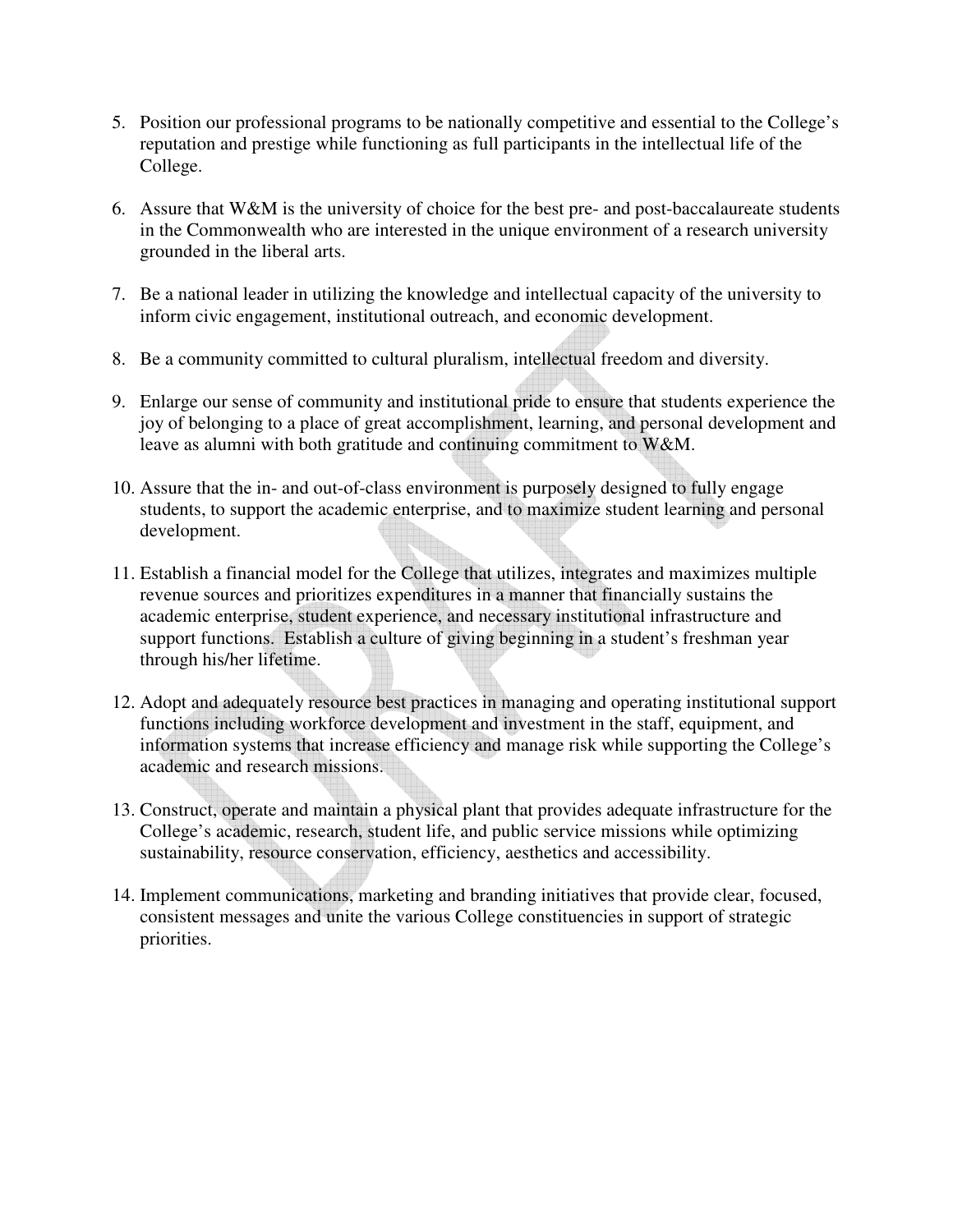5. Position our professional programs to be nationally competitive and essential to the College's reputation and prestige while functioning as full participants in the intellectual life of the College.

6. Assure that W&M is the university of choice for the best pre- and post-baccalaureate students in the Commonwealth who are interested in the unique environment of a research university grounded in the liberal arts.

7. Be a national leader in utilizing the knowledge and intellectual capacity of the university to inform civic engagement, institutional outreach, and economic development.

8. Be a community committed to cultural pluralism, intellectual freedom and diversity.

9. Enlarge our sense of community and institutional pride to ensure that students experience the joy of belonging to a place of great accomplishment, learning, and personal development and leave as alumni with both gratitude and continuing commitment to W&M.

10. Assure that the in- and out-of-class environment is purposely designed to fully engage students, to support the academic enterprise, and to maximize student learning and personal development.

11. Establish a financial model for the College that utilizes, integrates and maximizes multiple revenue sources and prioritizes expenditures in a manner that financially sustains the academic enterprise, student experience, and necessary institutional infrastructure and support functions. Establish a culture of giving beginning in a student's freshman year through his/her lifetime.

12. Adopt and adequately resource best practices in managing and operating institutional support functions including workforce development and investment in the staff, equipment, and information systems that increase efficiency and manage risk while supporting the College's academic and research missions.

13. Construct, operate and maintain a physical plant that provides adequate infrastructure for the College's academic, research, student life, and public service missions while optimizing sustainability, resource conservation, efficiency, aesthetics and accessibility.

14. Implement communications, marketing and branding initiatives that provide clear, focused, consistent messages and unite the various College constituencies in support of strategic priorities.